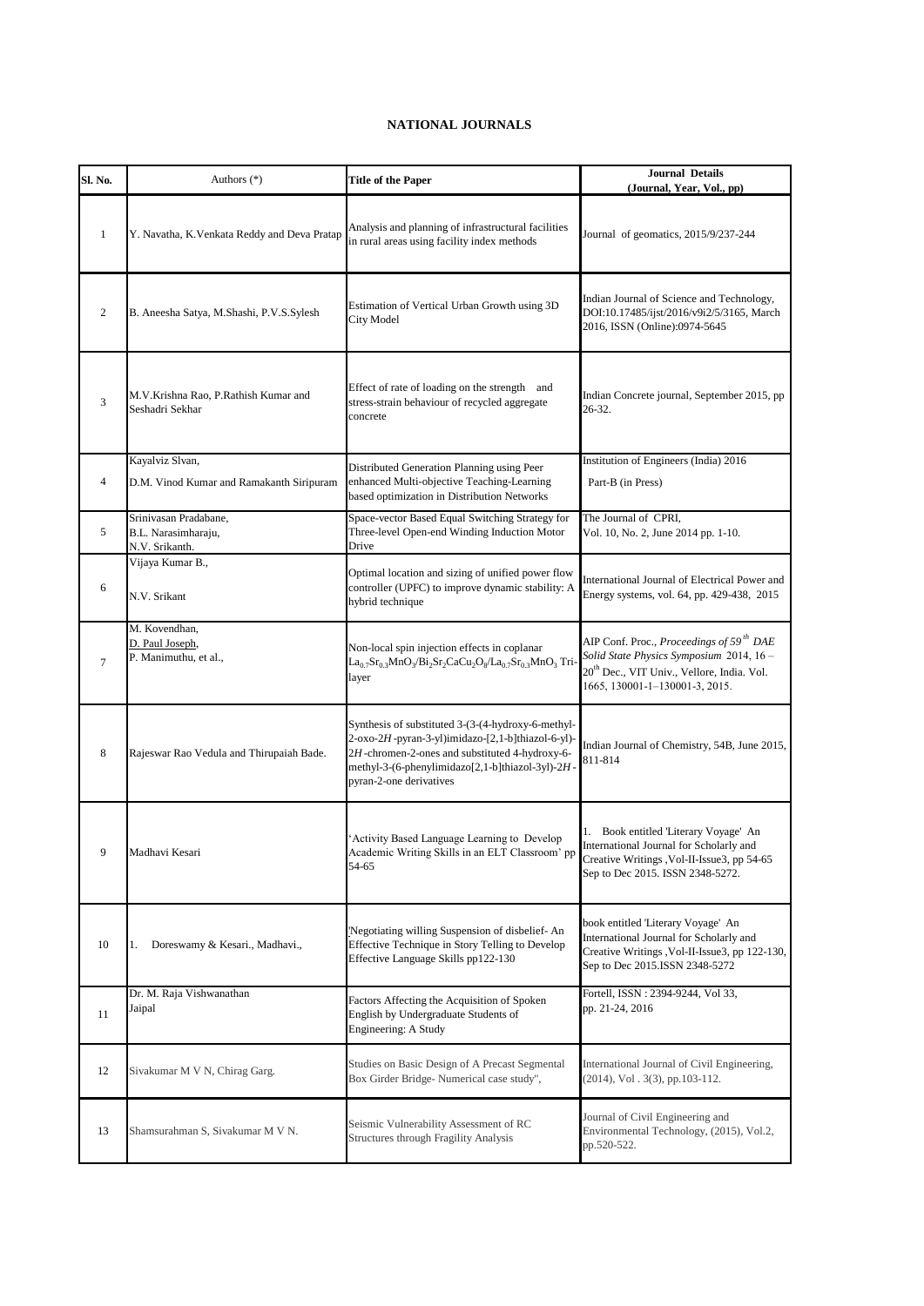## NATIONAL JOURNALS

| Sl. No. | Authors (*) | Title of the Paper | Journal Details (Journal, Year, Vol., pp) |
|---|---|---|---|
| 1 | Y. Navatha, K.Venkata Reddy and Deva Pratap | Analysis and planning of infrastructural facilities in rural areas using facility index methods | Journal of geomatics, 2015/9/237-244 |
| 2 | B. Aneesha Satya, M.Shashi, P.V.S.Sylesh | Estimation of Vertical Urban Growth using 3D City Model | Indian Journal of Science and Technology, DOI:10.17485/ijst/2016/v9i2/5/3165, March 2016, ISSN (Online):0974-5645 |
| 3 | M.V.Krishna Rao, P.Rathish Kumar and Seshadri Sekhar | Effect of rate of loading on the strength and stress-strain behaviour of recycled aggregate concrete | Indian Concrete journal, September 2015, pp 26-32. |
| 4 | Kayalviz Slvan, D.M. Vinod Kumar and Ramakanth Siripuram | Distributed Generation Planning using Peer enhanced Multi-objective Teaching-Learning based optimization in Distribution Networks | Institution of Engineers (India) 2016 Part-B (in Press) |
| 5 | Srinivasan Pradabane, B.L. Narasimharaju, N.V. Srikanth. | Space-vector Based Equal Switching Strategy for Three-level Open-end Winding Induction Motor Drive | The Journal of CPRI, Vol. 10, No. 2, June 2014 pp. 1-10. |
| 6 | Vijaya Kumar B., N.V. Srikant | Optimal location and sizing of unified power flow controller (UPFC) to improve dynamic stability: A hybrid technique | International Journal of Electrical Power and Energy systems, vol. 64, pp. 429-438, 2015 |
| 7 | M. Kovendhan, D. Paul Joseph, P. Manimuthu, et al., | Non-local spin injection effects in coplanar $La_{0.7}Sr_{0.3}MnO_3/Bi_2Sr_2CaCu_2O_8/La_{0.7}Sr_{0.3}MnO_3$ Tri-layer | AIP Conf. Proc., *Proceedings of 59$^{th}$ DAE Solid State Physics Symposium* 2014, 16 – 20$^{th}$ Dec., VIT Univ., Vellore, India. Vol. 1665, 130001-1–130001-3, 2015. |
| 8 | Rajeswar Rao Vedula and Thirupaiah Bade. | Synthesis of substituted 3-(3-(4-hydroxy-6-methyl-2-oxo-2*H*-pyran-3-yl)imidazo-[2,1-b]thiazol-6-yl)-2*H*-chromen-2-ones and substituted 4-hydroxy-6-methyl-3-(6-phenylimidazo[2,1-b]thiazol-3yl)-2*H*-pyran-2-one derivatives | Indian Journal of Chemistry, 54B, June 2015, 811-814 |
| 9 | Madhavi Kesari | 'Activity Based Language Learning to Develop Academic Writing Skills in an ELT Classroom' pp 54-65 | 1. Book entitled 'Literary Voyage' An International Journal for Scholarly and Creative Writings ,Vol-II-Issue3, pp 54-65 Sep to Dec 2015. ISSN 2348-5272. |
| 10 | 1. Doreswamy & Kesari., Madhavi., | 'Negotiating willing Suspension of disbelief- An Effective Technique in Story Telling to Develop Effective Language Skills pp122-130 | book entitled 'Literary Voyage' An International Journal for Scholarly and Creative Writings ,Vol-II-Issue3, pp 122-130, Sep to Dec 2015.ISSN 2348-5272 |
| 11 | Dr. M. Raja Vishwanathan Jaipal | Factors Affecting the Acquisition of Spoken English by Undergraduate Students of Engineering: A Study | Fortell, ISSN : 2394-9244, Vol 33, pp. 21-24, 2016 |
| 12 | Sivakumar M V N, Chirag Garg. | Studies on Basic Design of A Precast Segmental Box Girder Bridge- Numerical case study", | International Journal of Civil Engineering, (2014), Vol . 3(3), pp.103-112. |
| 13 | Shamsurahman S, Sivakumar M V N. | Seismic Vulnerability Assessment of RC Structures through Fragility Analysis | Journal of Civil Engineering and Environmental Technology, (2015), Vol.2, pp.520-522. |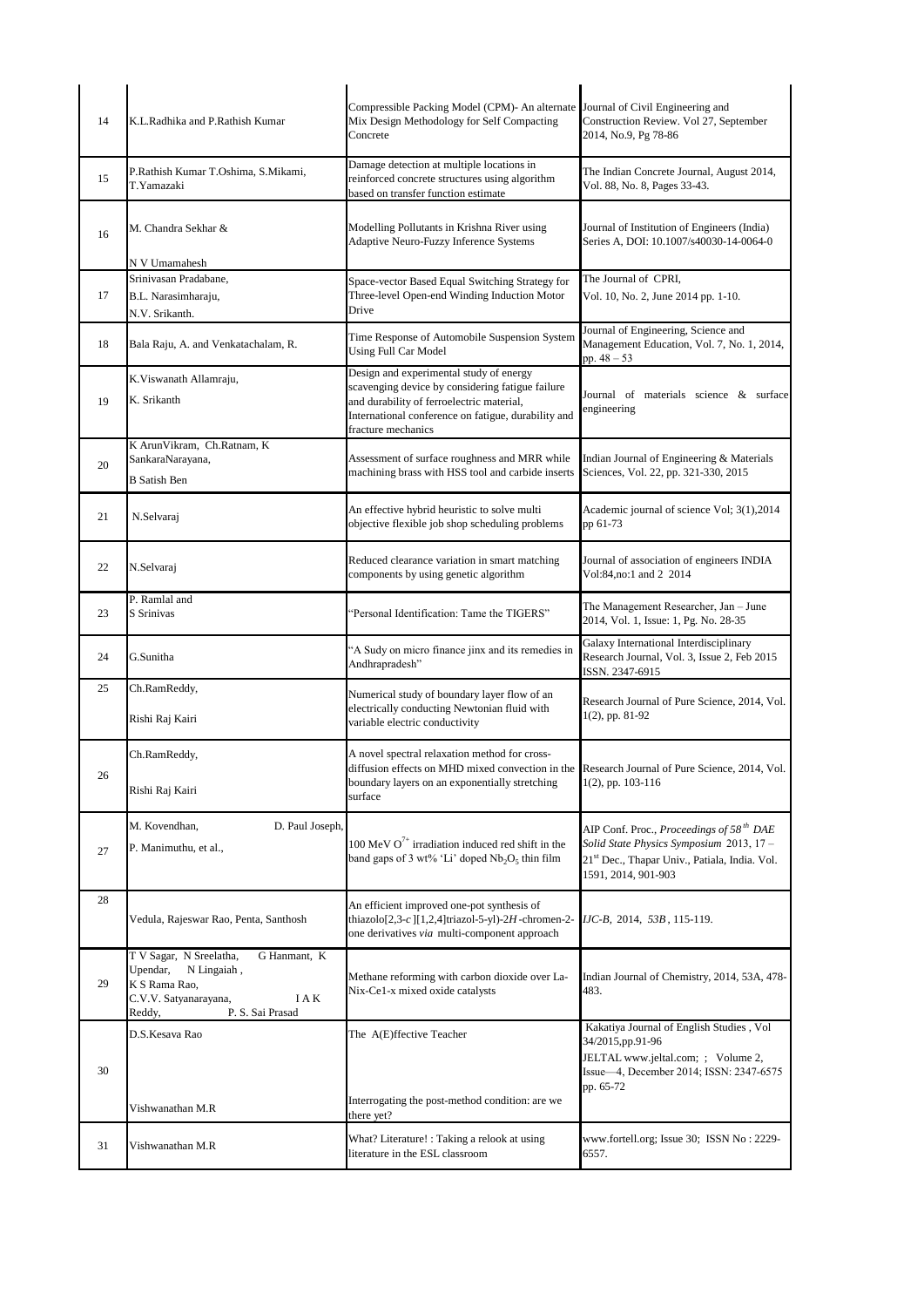| | | | |
|---|---|---|---|
| 14 | K.L.Radhika and P.Rathish Kumar | Compressible Packing Model (CPM)- An alternate Mix Design Methodology for Self Compacting Concrete | Journal of Civil Engineering and Construction Review. Vol 27, September 2014, No.9, Pg 78-86 |
| 15 | P.Rathish Kumar T.Oshima, S.Mikami, T.Yamazaki | Damage detection at multiple locations in reinforced concrete structures using algorithm based on transfer function estimate | The Indian Concrete Journal, August 2014, Vol. 88, No. 8, Pages 33-43. |
| 16 | M. Chandra Sekhar & N V Umamahesh | Modelling Pollutants in Krishna River using Adaptive Neuro-Fuzzy Inference Systems | Journal of Institution of Engineers (India) Series A, DOI: 10.1007/s40030-14-0064-0 |
| 17 | Srinivasan Pradabane, B.L. Narasimharaju, N.V. Srikanth. | Space-vector Based Equal Switching Strategy for Three-level Open-end Winding Induction Motor Drive | The Journal of CPRI, Vol. 10, No. 2, June 2014 pp. 1-10. |
| 18 | Bala Raju, A. and Venkatachalam, R. | Time Response of Automobile Suspension System Using Full Car Model | Journal of Engineering, Science and Management Education, Vol. 7, No. 1, 2014, pp. 48 – 53 |
| 19 | K.Viswanath Allamraju, K. Srikanth | Design and experimental study of energy scavenging device by considering fatigue failure and durability of ferroelectric material, International conference on fatigue, durability and fracture mechanics | Journal of materials science & surface engineering |
| 20 | K ArunVikram, Ch.Ratnam, K SankaraNarayana, B Satish Ben | Assessment of surface roughness and MRR while machining brass with HSS tool and carbide inserts | Indian Journal of Engineering & Materials Sciences, Vol. 22, pp. 321-330, 2015 |
| 21 | N.Selvaraj | An effective hybrid heuristic to solve multi objective flexible job shop scheduling problems | Academic journal of science Vol; 3(1),2014 pp 61-73 |
| 22 | N.Selvaraj | Reduced clearance variation in smart matching components by using genetic algorithm | Journal of association of engineers INDIA Vol:84,no:1 and 2 2014 |
| 23 | P. Ramlal and S Srinivas | "Personal Identification: Tame the TIGERS" | The Management Researcher, Jan – June 2014, Vol. 1, Issue: 1, Pg. No. 28-35 |
| 24 | G.Sunitha | "A Sudy on micro finance jinx and its remedies in Andhrapradesh" | Galaxy International Interdisciplinary Research Journal, Vol. 3, Issue 2, Feb 2015 ISSN. 2347-6915 |
| 25 | Ch.RamReddy, Rishi Raj Kairi | Numerical study of boundary layer flow of an electrically conducting Newtonian fluid with variable electric conductivity | Research Journal of Pure Science, 2014, Vol. 1(2), pp. 81-92 |
| 26 | Ch.RamReddy, Rishi Raj Kairi | A novel spectral relaxation method for cross-diffusion effects on MHD mixed convection in the boundary layers on an exponentially stretching surface | Research Journal of Pure Science, 2014, Vol. 1(2), pp. 103-116 |
| 27 | M. Kovendhan, D. Paul Joseph, P. Manimuthu, et al., | 100 MeV $O^{7+}$ irradiation induced red shift in the band gaps of 3 wt% 'Li' doped $Nb_2O_5$ thin film | AIP Conf. Proc., *Proceedings of 58th DAE Solid State Physics Symposium* 2013, 17 – 21st Dec., Thapar Univ., Patiala, India. Vol. 1591, 2014, 901-903 |
| 28 | Vedula, Rajeswar Rao, Penta, Santhosh | An efficient improved one-pot synthesis of thiazolo[2,3-*c*][1,2,4]triazol-5-yl)-2*H*-chromen-2-one derivatives *via* multi-component approach | *IJC-B*, 2014, *53B*, 115-119. |
| 29 | T V Sagar, N Sreelatha, G Hanmant, K Upendar, N Lingaiah, K S Rama Rao, C.V.V. Satyanarayana, I A K Reddy, P. S. Sai Prasad | Methane reforming with carbon dioxide over La-Nix-Ce1-x mixed oxide catalysts | Indian Journal of Chemistry, 2014, 53A, 478-483. |
| 30 | D.S.Kesava Rao<br>Vishwanathan M.R | The A(E)ffective Teacher<br>Interrogating the post-method condition: are we there yet? | Kakatiya Journal of English Studies, Vol 34/2015,pp.91-96<br>JELTAL www.jeltal.com; ; Volume 2, Issue—4, December 2014; ISSN: 2347-6575 pp. 65-72 |
| 31 | Vishwanathan M.R | What? Literature! : Taking a relook at using literature in the ESL classroom | www.fortell.org; Issue 30; ISSN No : 2229-6557. |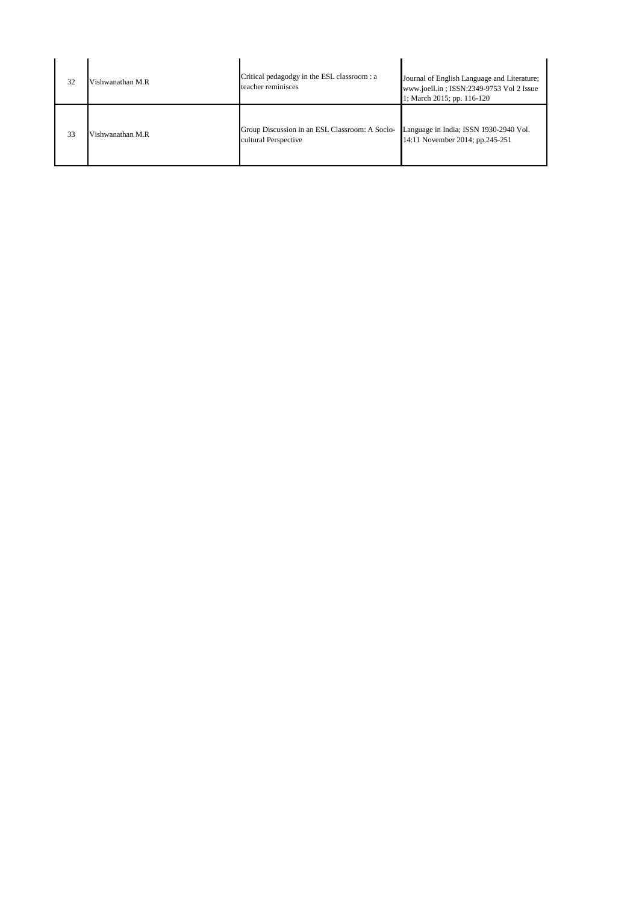| | | | |
|---|---|---|---|
| 32 | Vishwanathan M.R | Critical pedagodgy in the ESL classroom : a teacher reminisces | Journal of English Language and Literature; www.joell.in ; ISSN:2349-9753 Vol 2 Issue 1; March 2015; pp. 116-120 |
| 33 | Vishwanathan M.R | Group Discussion in an ESL Classroom: A Socio-cultural Perspective | Language in India; ISSN 1930-2940 Vol. 14:11 November 2014; pp.245-251 |